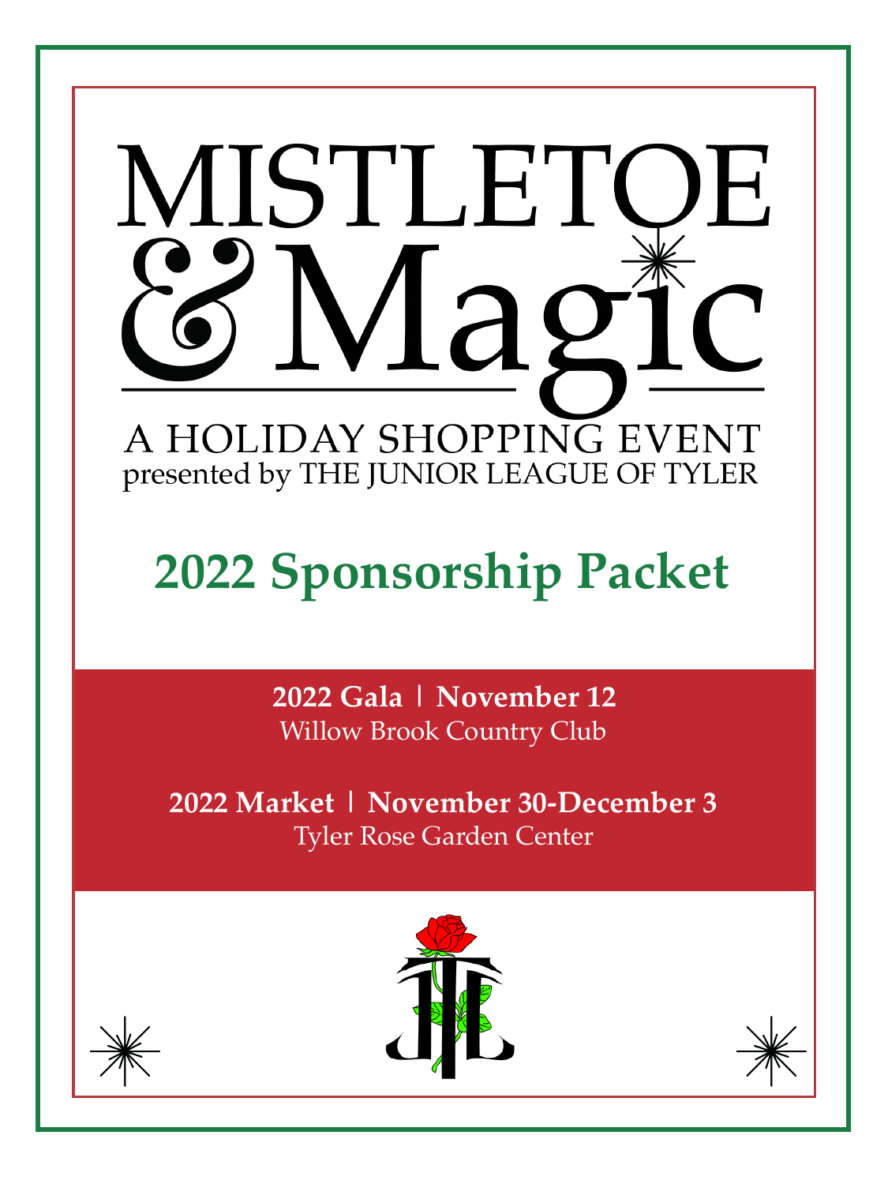# MISTLETOE & Magic

A HOLIDAY SHOPPING EVENT
presented by THE JUNIOR LEAGUE OF TYLER

## 2022 Sponsorship Packet

**2022 Gala | November 12**
Willow Brook Country Club

**2022 Market | November 30-December 3**
Tyler Rose Garden Center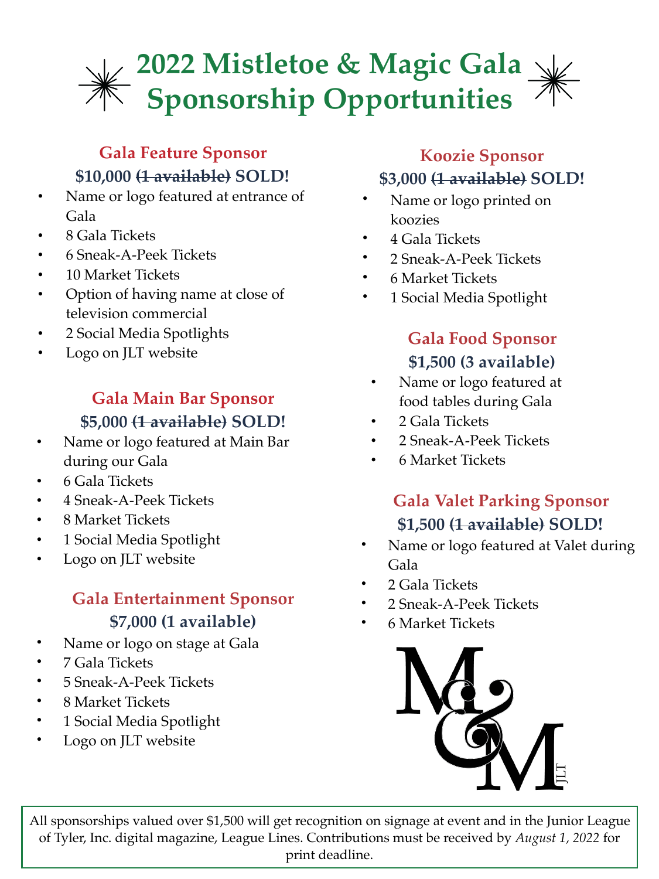# 2022 Mistletoe & Magic Gala Sponsorship Opportunities

### Gala Feature Sponsor

**$10,000 ~~(1 available)~~ SOLD!**

- Name or logo featured at entrance of Gala
- 8 Gala Tickets
- 6 Sneak-A-Peek Tickets
- 10 Market Tickets
- Option of having name at close of television commercial
- 2 Social Media Spotlights
- Logo on JLT website

### Gala Main Bar Sponsor

**$5,000 ~~(1 available)~~ SOLD!**

- Name or logo featured at Main Bar during our Gala
- 6 Gala Tickets
- 4 Sneak-A-Peek Tickets
- 8 Market Tickets
- 1 Social Media Spotlight
- Logo on JLT website

### Gala Entertainment Sponsor

**$7,000 (1 available)**

- Name or logo on stage at Gala
- 7 Gala Tickets
- 5 Sneak-A-Peek Tickets
- 8 Market Tickets
- 1 Social Media Spotlight
- Logo on JLT website

### Koozie Sponsor

**$3,000 ~~(1 available)~~ SOLD!**

- Name or logo printed on koozies
- 4 Gala Tickets
- 2 Sneak-A-Peek Tickets
- 6 Market Tickets
- 1 Social Media Spotlight

### Gala Food Sponsor

**$1,500 (3 available)**

- Name or logo featured at food tables during Gala
- 2 Gala Tickets
- 2 Sneak-A-Peek Tickets
- 6 Market Tickets

### Gala Valet Parking Sponsor

**$1,500 ~~(1 available)~~ SOLD!**

- Name or logo featured at Valet during Gala
- 2 Gala Tickets
- 2 Sneak-A-Peek Tickets
- 6 Market Tickets

M&M JLT

All sponsorships valued over $1,500 will get recognition on signage at event and in the Junior League of Tyler, Inc. digital magazine, League Lines. Contributions must be received by *August 1, 2022* for print deadline.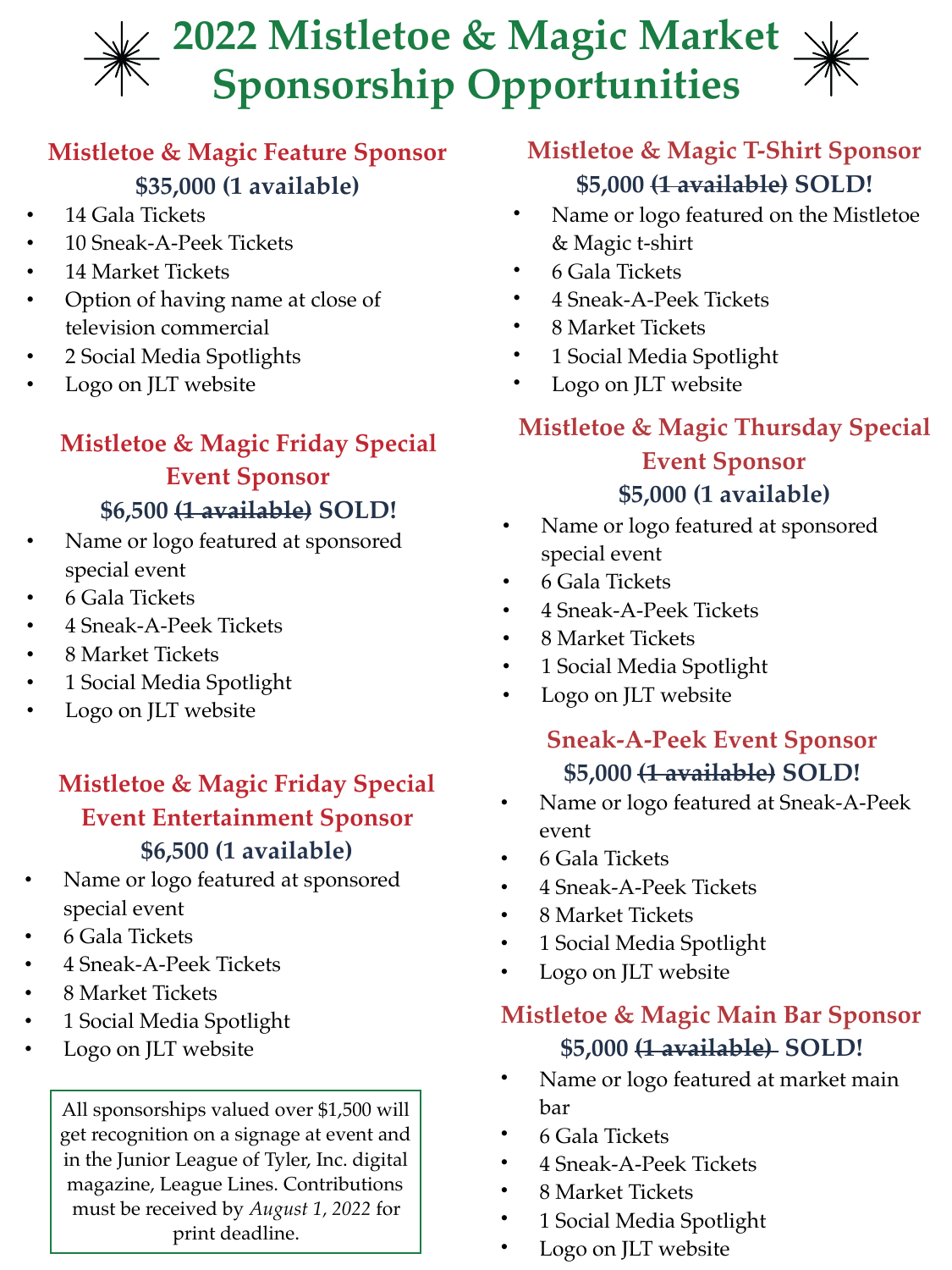# 2022 Mistletoe & Magic Market Sponsorship Opportunities

### Mistletoe & Magic Feature Sponsor

**$35,000 (1 available)**

- 14 Gala Tickets
- 10 Sneak-A-Peek Tickets
- 14 Market Tickets
- Option of having name at close of television commercial
- 2 Social Media Spotlights
- Logo on JLT website

### Mistletoe & Magic Friday Special Event Sponsor

**$6,500 ~~(1 available)~~ SOLD!**

- Name or logo featured at sponsored special event
- 6 Gala Tickets
- 4 Sneak-A-Peek Tickets
- 8 Market Tickets
- 1 Social Media Spotlight
- Logo on JLT website

### Mistletoe & Magic Friday Special Event Entertainment Sponsor

**$6,500 (1 available)**

- Name or logo featured at sponsored special event
- 6 Gala Tickets
- 4 Sneak-A-Peek Tickets
- 8 Market Tickets
- 1 Social Media Spotlight
- Logo on JLT website

All sponsorships valued over $1,500 will get recognition on a signage at event and in the Junior League of Tyler, Inc. digital magazine, League Lines. Contributions must be received by *August 1, 2022* for print deadline.

### Mistletoe & Magic T-Shirt Sponsor

**$5,000 ~~(1 available)~~ SOLD!**

- Name or logo featured on the Mistletoe & Magic t-shirt
- 6 Gala Tickets
- 4 Sneak-A-Peek Tickets
- 8 Market Tickets
- 1 Social Media Spotlight
- Logo on JLT website

### Mistletoe & Magic Thursday Special Event Sponsor

**$5,000 (1 available)**

- Name or logo featured at sponsored special event
- 6 Gala Tickets
- 4 Sneak-A-Peek Tickets
- 8 Market Tickets
- 1 Social Media Spotlight
- Logo on JLT website

### Sneak-A-Peek Event Sponsor

**$5,000 ~~(1 available)~~ SOLD!**

- Name or logo featured at Sneak-A-Peek event
- 6 Gala Tickets
- 4 Sneak-A-Peek Tickets
- 8 Market Tickets
- 1 Social Media Spotlight
- Logo on JLT website

### Mistletoe & Magic Main Bar Sponsor

**$5,000 ~~(1 available)~~ SOLD!**

- Name or logo featured at market main bar
- 6 Gala Tickets
- 4 Sneak-A-Peek Tickets
- 8 Market Tickets
- 1 Social Media Spotlight
- Logo on JLT website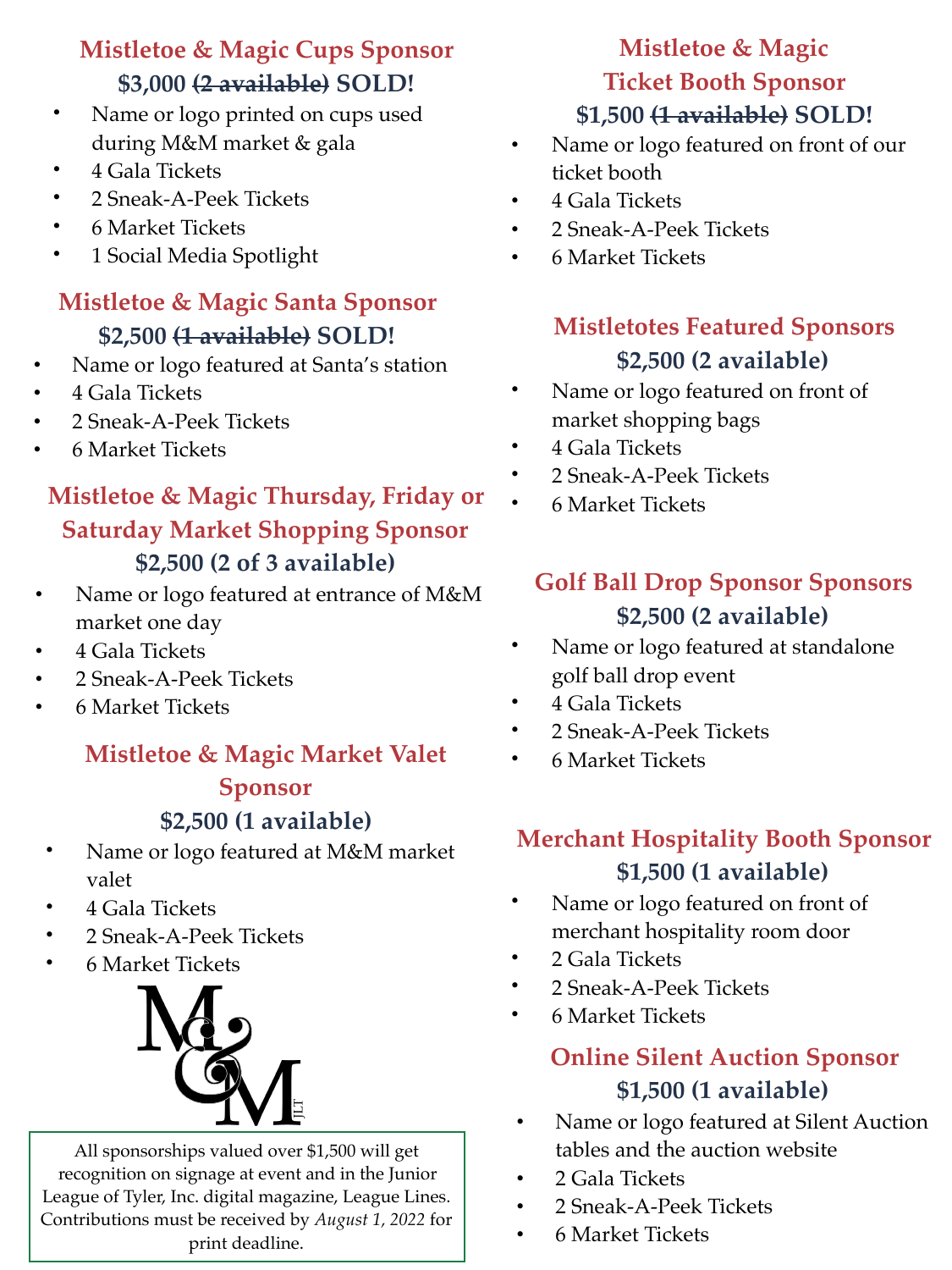### Mistletoe & Magic Cups Sponsor

**$3,000 ~~(2 available)~~ SOLD!**

- Name or logo printed on cups used during M&M market & gala
- 4 Gala Tickets
- 2 Sneak-A-Peek Tickets
- 6 Market Tickets
- 1 Social Media Spotlight

### Mistletoe & Magic Santa Sponsor

**$2,500 ~~(1 available)~~ SOLD!**

- Name or logo featured at Santa's station
- 4 Gala Tickets
- 2 Sneak-A-Peek Tickets
- 6 Market Tickets

### Mistletoe & Magic Thursday, Friday or Saturday Market Shopping Sponsor

**$2,500 (2 of 3 available)**

- Name or logo featured at entrance of M&M market one day
- 4 Gala Tickets
- 2 Sneak-A-Peek Tickets
- 6 Market Tickets

### Mistletoe & Magic Market Valet Sponsor

**$2,500 (1 available)**

- Name or logo featured at M&M market valet
- 4 Gala Tickets
- 2 Sneak-A-Peek Tickets
- 6 Market Tickets

All sponsorships valued over $1,500 will get recognition on signage at event and in the Junior League of Tyler, Inc. digital magazine, League Lines. Contributions must be received by *August 1, 2022* for print deadline.

### Mistletoe & Magic Ticket Booth Sponsor

**$1,500 ~~(1 available)~~ SOLD!**

- Name or logo featured on front of our ticket booth
- 4 Gala Tickets
- 2 Sneak-A-Peek Tickets
- 6 Market Tickets

### Mistletotes Featured Sponsors

**$2,500 (2 available)**

- Name or logo featured on front of market shopping bags
- 4 Gala Tickets
- 2 Sneak-A-Peek Tickets
- 6 Market Tickets

### Golf Ball Drop Sponsor Sponsors

**$2,500 (2 available)**

- Name or logo featured at standalone golf ball drop event
- 4 Gala Tickets
- 2 Sneak-A-Peek Tickets
- 6 Market Tickets

### Merchant Hospitality Booth Sponsor

**$1,500 (1 available)**

- Name or logo featured on front of merchant hospitality room door
- 2 Gala Tickets
- 2 Sneak-A-Peek Tickets
- 6 Market Tickets

### Online Silent Auction Sponsor

**$1,500 (1 available)**

- Name or logo featured at Silent Auction tables and the auction website
- 2 Gala Tickets
- 2 Sneak-A-Peek Tickets
- 6 Market Tickets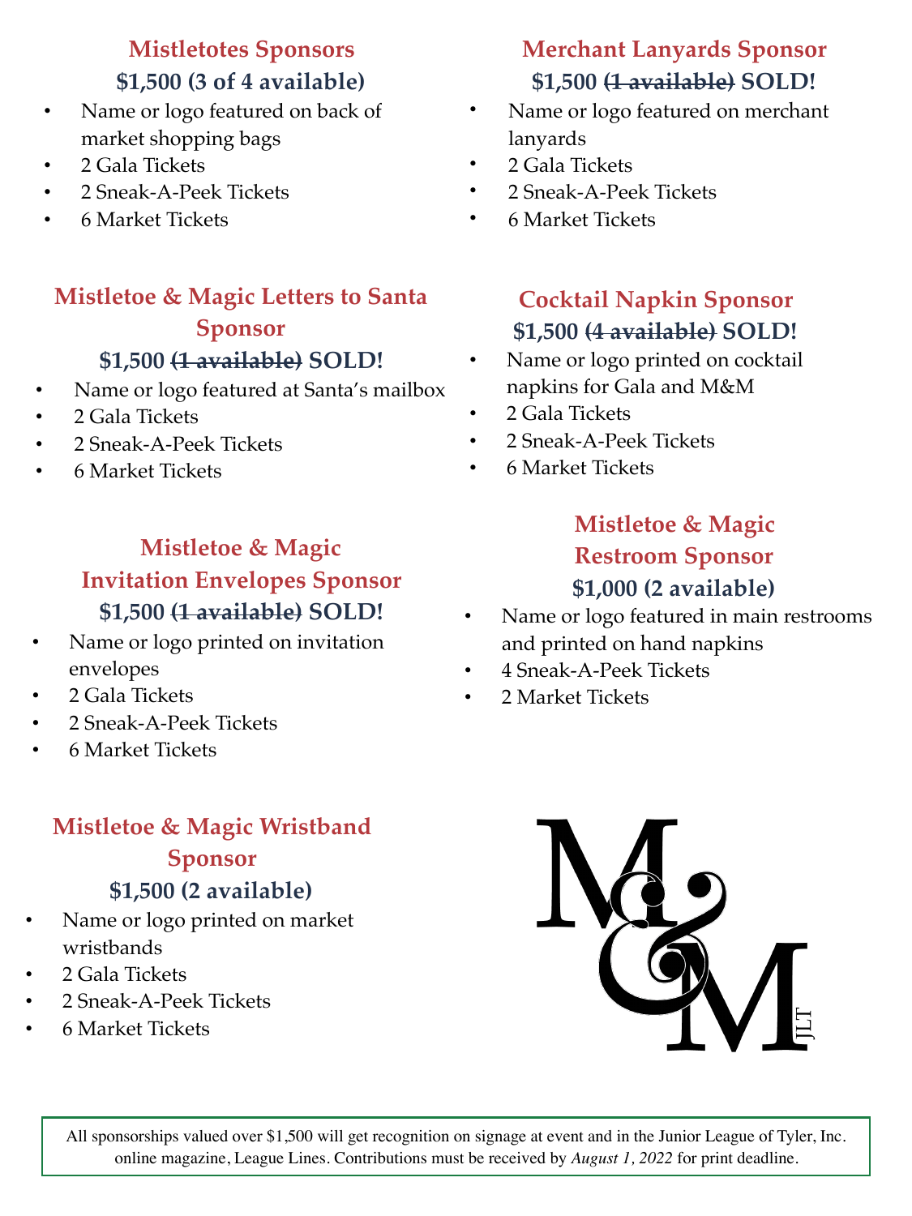### Mistletotes Sponsors

**$1,500 (3 of 4 available)**

- Name or logo featured on back of market shopping bags
- 2 Gala Tickets
- 2 Sneak-A-Peek Tickets
- 6 Market Tickets

### Mistletoe & Magic Letters to Santa Sponsor

**$1,500 ~~(1 available)~~ SOLD!**

- Name or logo featured at Santa's mailbox
- 2 Gala Tickets
- 2 Sneak-A-Peek Tickets
- 6 Market Tickets

### Mistletoe & Magic Invitation Envelopes Sponsor

**$1,500 ~~(1 available)~~ SOLD!**

- Name or logo printed on invitation envelopes
- 2 Gala Tickets
- 2 Sneak-A-Peek Tickets
- 6 Market Tickets

### Mistletoe & Magic Wristband Sponsor

**$1,500 (2 available)**

- Name or logo printed on market wristbands
- 2 Gala Tickets
- 2 Sneak-A-Peek Tickets
- 6 Market Tickets

### Merchant Lanyards Sponsor

**$1,500 ~~(1 available)~~ SOLD!**

- Name or logo featured on merchant lanyards
- 2 Gala Tickets
- 2 Sneak-A-Peek Tickets
- 6 Market Tickets

### Cocktail Napkin Sponsor

**$1,500 ~~(4 available)~~ SOLD!**

- Name or logo printed on cocktail napkins for Gala and M&M
- 2 Gala Tickets
- 2 Sneak-A-Peek Tickets
- 6 Market Tickets

### Mistletoe & Magic Restroom Sponsor

**$1,000 (2 available)**

- Name or logo featured in main restrooms and printed on hand napkins
- 4 Sneak-A-Peek Tickets
- 2 Market Tickets

M&M JLT

All sponsorships valued over $1,500 will get recognition on signage at event and in the Junior League of Tyler, Inc. online magazine, League Lines. Contributions must be received by *August 1, 2022* for print deadline.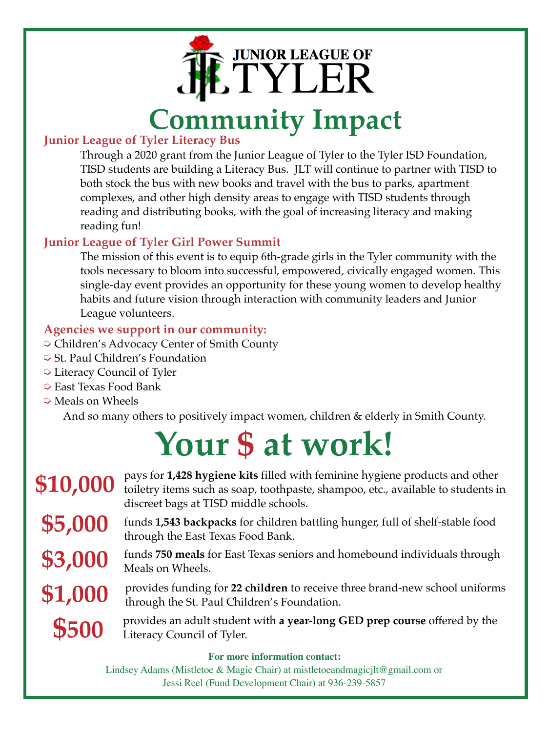JUNIOR LEAGUE OF TYLER

# Community Impact

### Junior League of Tyler Literacy Bus

Through a 2020 grant from the Junior League of Tyler to the Tyler ISD Foundation, TISD students are building a Literacy Bus. JLT will continue to partner with TISD to both stock the bus with new books and travel with the bus to parks, apartment complexes, and other high density areas to engage with TISD students through reading and distributing books, with the goal of increasing literacy and making reading fun!

### Junior League of Tyler Girl Power Summit

The mission of this event is to equip 6th-grade girls in the Tyler community with the tools necessary to bloom into successful, empowered, civically engaged women. This single-day event provides an opportunity for these young women to develop healthy habits and future vision through interaction with community leaders and Junior League volunteers.

### Agencies we support in our community:

- Children's Advocacy Center of Smith County
- St. Paul Children's Foundation
- Literacy Council of Tyler
- East Texas Food Bank
- Meals on Wheels

And so many others to positively impact women, children & elderly in Smith County.

# Your $ at work!

**$10,000** pays for **1,428 hygiene kits** filled with feminine hygiene products and other toiletry items such as soap, toothpaste, shampoo, etc., available to students in discreet bags at TISD middle schools.

**$5,000** funds **1,543 backpacks** for children battling hunger, full of shelf-stable food through the East Texas Food Bank.

**$3,000** funds **750 meals** for East Texas seniors and homebound individuals through Meals on Wheels.

**$1,000** provides funding for **22 children** to receive three brand-new school uniforms through the St. Paul Children's Foundation.

**$500** provides an adult student with **a year-long GED prep course** offered by the Literacy Council of Tyler.

**For more information contact:**

Lindsey Adams (Mistletoe & Magic Chair) at mistletoeandmagicjlt@gmail.com or
Jessi Reel (Fund Development Chair) at 936-239-5857